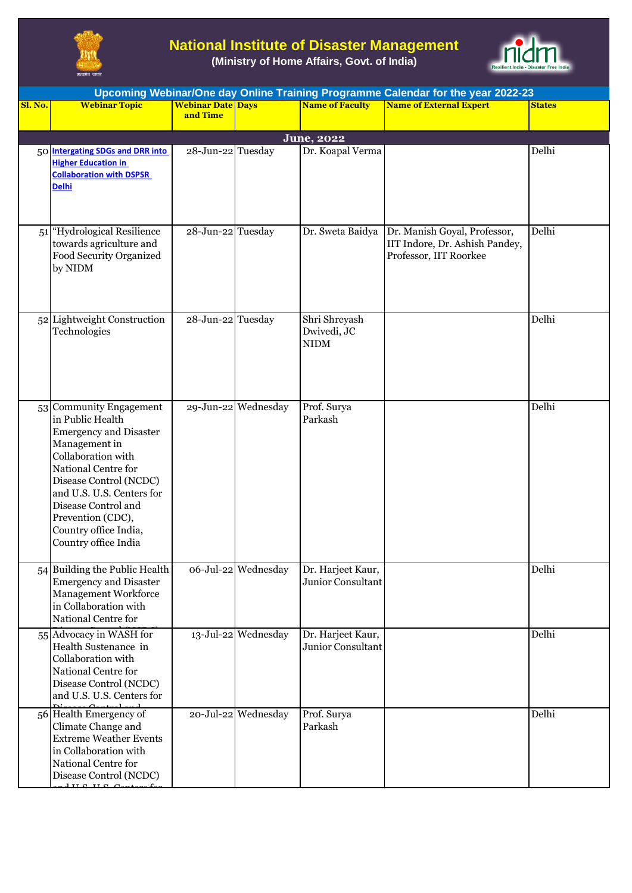# National Institute of Disaster Management

**(Ministry of Home Affairs, Govt. of India)**

## Upcoming Webinar/One day Online Training Programme Calendar for the year 2022-23

| Sl. No. | Webinar Topic | Webinar Date and Time | Days | Name of Faculty | Name of External Expert | States |
|---|---|---|---|---|---|---|
| **June, 2022** | | | | | | |
| 50 | Intergating SDGs and DRR into Higher Education in Collaboration with DSPSR Delhi | 28-Jun-22 | Tuesday | Dr. Koapal Verma | | Delhi |
| 51 | "Hydrological Resilience towards agriculture and Food Security Organized by NIDM | 28-Jun-22 | Tuesday | Dr. Sweta Baidya | Dr. Manish Goyal, Professor, IIT Indore, Dr. Ashish Pandey, Professor, IIT Roorkee | Delhi |
| 52 | Lightweight Construction Technologies | 28-Jun-22 | Tuesday | Shri Shreyash Dwivedi, JC NIDM | | Delhi |
| 53 | Community Engagement in Public Health Emergency and Disaster Management in Collaboration with National Centre for Disease Control (NCDC) and U.S. U.S. Centers for Disease Control and Prevention (CDC), Country office India, Country office India | 29-Jun-22 | Wednesday | Prof. Surya Parkash | | Delhi |
| 54 | Building the Public Health Emergency and Disaster Management Workforce in Collaboration with National Centre for | 06-Jul-22 | Wednesday | Dr. Harjeet Kaur, Junior Consultant | | Delhi |
| 55 | Advocacy in WASH for Health Sustenance in Collaboration with National Centre for Disease Control (NCDC) and U.S. U.S. Centers for | 13-Jul-22 | Wednesday | Dr. Harjeet Kaur, Junior Consultant | | Delhi |
| 56 | Health Emergency of Climate Change and Extreme Weather Events in Collaboration with National Centre for Disease Control (NCDC) | 20-Jul-22 | Wednesday | Prof. Surya Parkash | | Delhi |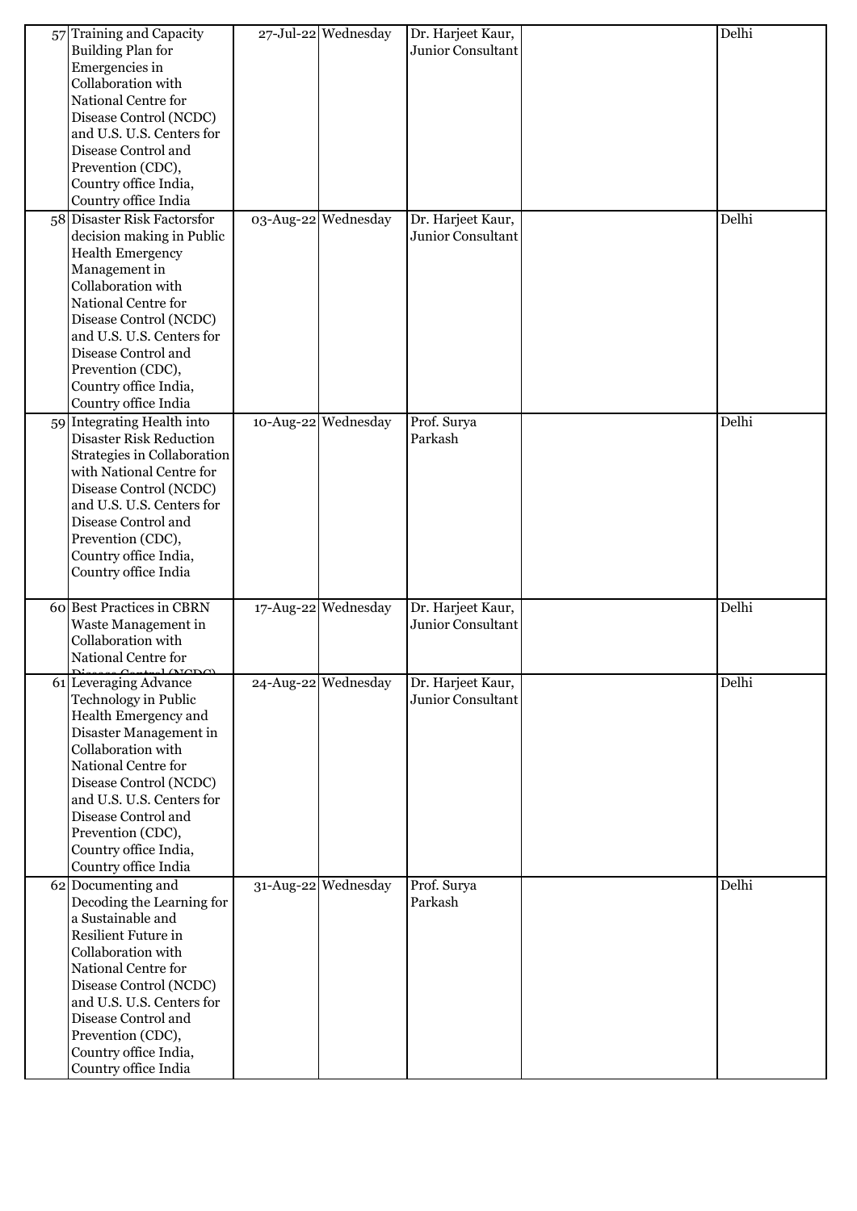| | | | | | | |
|---|---|---|---|---|---|---|
| 57 | Training and Capacity Building Plan for Emergencies in Collaboration with National Centre for Disease Control (NCDC) and U.S. U.S. Centers for Disease Control and Prevention (CDC), Country office India, Country office India | 27-Jul-22 | Wednesday | Dr. Harjeet Kaur, Junior Consultant | | Delhi |
| 58 | Disaster Risk Factorsfor decision making in Public Health Emergency Management in Collaboration with National Centre for Disease Control (NCDC) and U.S. U.S. Centers for Disease Control and Prevention (CDC), Country office India, Country office India | 03-Aug-22 | Wednesday | Dr. Harjeet Kaur, Junior Consultant | | Delhi |
| 59 | Integrating Health into Disaster Risk Reduction Strategies in Collaboration with National Centre for Disease Control (NCDC) and U.S. U.S. Centers for Disease Control and Prevention (CDC), Country office India, Country office India | 10-Aug-22 | Wednesday | Prof. Surya Parkash | | Delhi |
| 60 | Best Practices in CBRN Waste Management in Collaboration with National Centre for Disease Control (NCDC) | 17-Aug-22 | Wednesday | Dr. Harjeet Kaur, Junior Consultant | | Delhi |
| 61 | Leveraging Advance Technology in Public Health Emergency and Disaster Management in Collaboration with National Centre for Disease Control (NCDC) and U.S. U.S. Centers for Disease Control and Prevention (CDC), Country office India, Country office India | 24-Aug-22 | Wednesday | Dr. Harjeet Kaur, Junior Consultant | | Delhi |
| 62 | Documenting and Decoding the Learning for a Sustainable and Resilient Future in Collaboration with National Centre for Disease Control (NCDC) and U.S. U.S. Centers for Disease Control and Prevention (CDC), Country office India, Country office India | 31-Aug-22 | Wednesday | Prof. Surya Parkash | | Delhi |